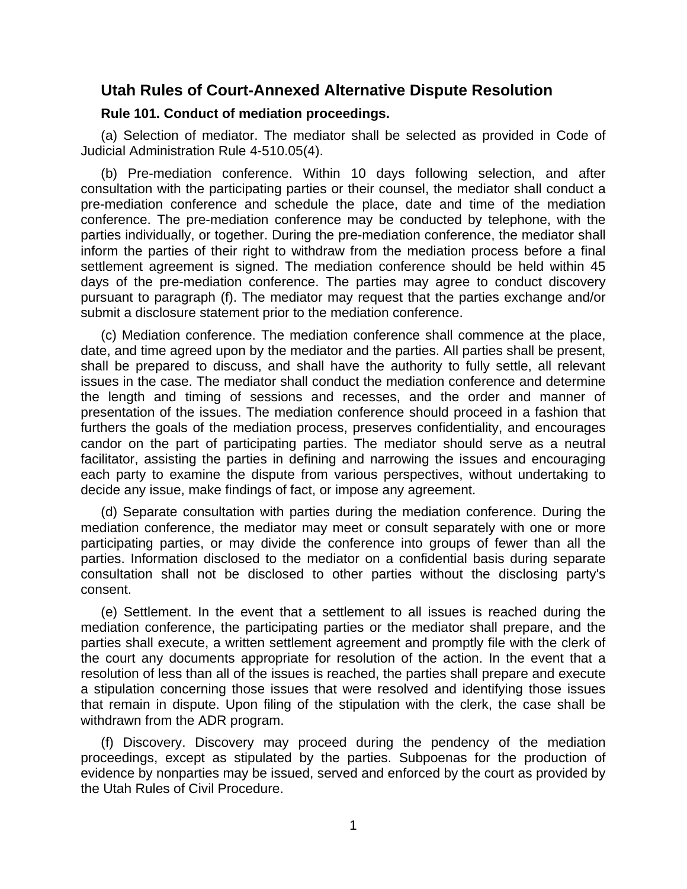## Utah Rules of Court-Annexed Alternative Dispute Resolution

### Rule 101. Conduct of mediation proceedings.

(a) Selection of mediator. The mediator shall be selected as provided in Code of Judicial Administration Rule 4-510.05(4).

(b) Pre-mediation conference. Within 10 days following selection, and after consultation with the participating parties or their counsel, the mediator shall conduct a pre-mediation conference and schedule the place, date and time of the mediation conference. The pre-mediation conference may be conducted by telephone, with the parties individually, or together. During the pre-mediation conference, the mediator shall inform the parties of their right to withdraw from the mediation process before a final settlement agreement is signed. The mediation conference should be held within 45 days of the pre-mediation conference. The parties may agree to conduct discovery pursuant to paragraph (f). The mediator may request that the parties exchange and/or submit a disclosure statement prior to the mediation conference.

(c) Mediation conference. The mediation conference shall commence at the place, date, and time agreed upon by the mediator and the parties. All parties shall be present, shall be prepared to discuss, and shall have the authority to fully settle, all relevant issues in the case. The mediator shall conduct the mediation conference and determine the length and timing of sessions and recesses, and the order and manner of presentation of the issues. The mediation conference should proceed in a fashion that furthers the goals of the mediation process, preserves confidentiality, and encourages candor on the part of participating parties. The mediator should serve as a neutral facilitator, assisting the parties in defining and narrowing the issues and encouraging each party to examine the dispute from various perspectives, without undertaking to decide any issue, make findings of fact, or impose any agreement.

(d) Separate consultation with parties during the mediation conference. During the mediation conference, the mediator may meet or consult separately with one or more participating parties, or may divide the conference into groups of fewer than all the parties. Information disclosed to the mediator on a confidential basis during separate consultation shall not be disclosed to other parties without the disclosing party's consent.

(e) Settlement. In the event that a settlement to all issues is reached during the mediation conference, the participating parties or the mediator shall prepare, and the parties shall execute, a written settlement agreement and promptly file with the clerk of the court any documents appropriate for resolution of the action. In the event that a resolution of less than all of the issues is reached, the parties shall prepare and execute a stipulation concerning those issues that were resolved and identifying those issues that remain in dispute. Upon filing of the stipulation with the clerk, the case shall be withdrawn from the ADR program.

(f) Discovery. Discovery may proceed during the pendency of the mediation proceedings, except as stipulated by the parties. Subpoenas for the production of evidence by nonparties may be issued, served and enforced by the court as provided by the Utah Rules of Civil Procedure.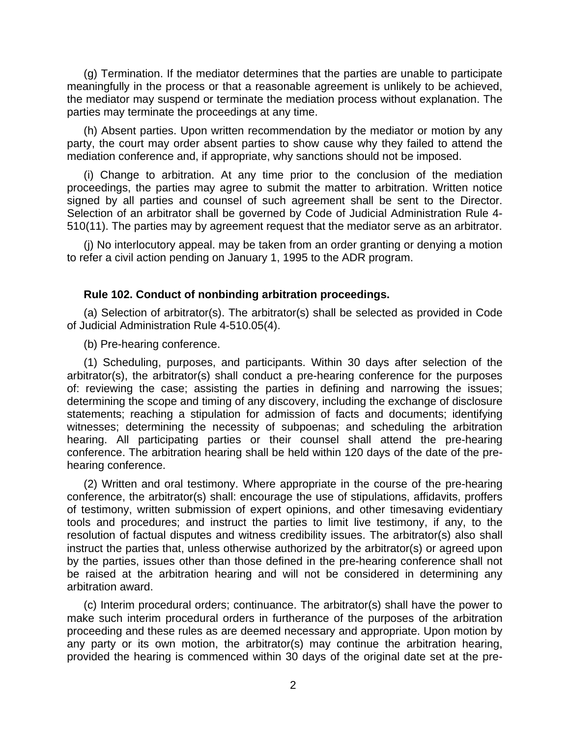(g) Termination. If the mediator determines that the parties are unable to participate meaningfully in the process or that a reasonable agreement is unlikely to be achieved, the mediator may suspend or terminate the mediation process without explanation. The parties may terminate the proceedings at any time.

(h) Absent parties. Upon written recommendation by the mediator or motion by any party, the court may order absent parties to show cause why they failed to attend the mediation conference and, if appropriate, why sanctions should not be imposed.

(i) Change to arbitration. At any time prior to the conclusion of the mediation proceedings, the parties may agree to submit the matter to arbitration. Written notice signed by all parties and counsel of such agreement shall be sent to the Director. Selection of an arbitrator shall be governed by Code of Judicial Administration Rule 4-510(11). The parties may by agreement request that the mediator serve as an arbitrator.

(j) No interlocutory appeal. may be taken from an order granting or denying a motion to refer a civil action pending on January 1, 1995 to the ADR program.

**Rule 102. Conduct of nonbinding arbitration proceedings.**

(a) Selection of arbitrator(s). The arbitrator(s) shall be selected as provided in Code of Judicial Administration Rule 4-510.05(4).

(b) Pre-hearing conference.

(1) Scheduling, purposes, and participants. Within 30 days after selection of the arbitrator(s), the arbitrator(s) shall conduct a pre-hearing conference for the purposes of: reviewing the case; assisting the parties in defining and narrowing the issues; determining the scope and timing of any discovery, including the exchange of disclosure statements; reaching a stipulation for admission of facts and documents; identifying witnesses; determining the necessity of subpoenas; and scheduling the arbitration hearing. All participating parties or their counsel shall attend the pre-hearing conference. The arbitration hearing shall be held within 120 days of the date of the pre-hearing conference.

(2) Written and oral testimony. Where appropriate in the course of the pre-hearing conference, the arbitrator(s) shall: encourage the use of stipulations, affidavits, proffers of testimony, written submission of expert opinions, and other timesaving evidentiary tools and procedures; and instruct the parties to limit live testimony, if any, to the resolution of factual disputes and witness credibility issues. The arbitrator(s) also shall instruct the parties that, unless otherwise authorized by the arbitrator(s) or agreed upon by the parties, issues other than those defined in the pre-hearing conference shall not be raised at the arbitration hearing and will not be considered in determining any arbitration award.

(c) Interim procedural orders; continuance. The arbitrator(s) shall have the power to make such interim procedural orders in furtherance of the purposes of the arbitration proceeding and these rules as are deemed necessary and appropriate. Upon motion by any party or its own motion, the arbitrator(s) may continue the arbitration hearing, provided the hearing is commenced within 30 days of the original date set at the pre-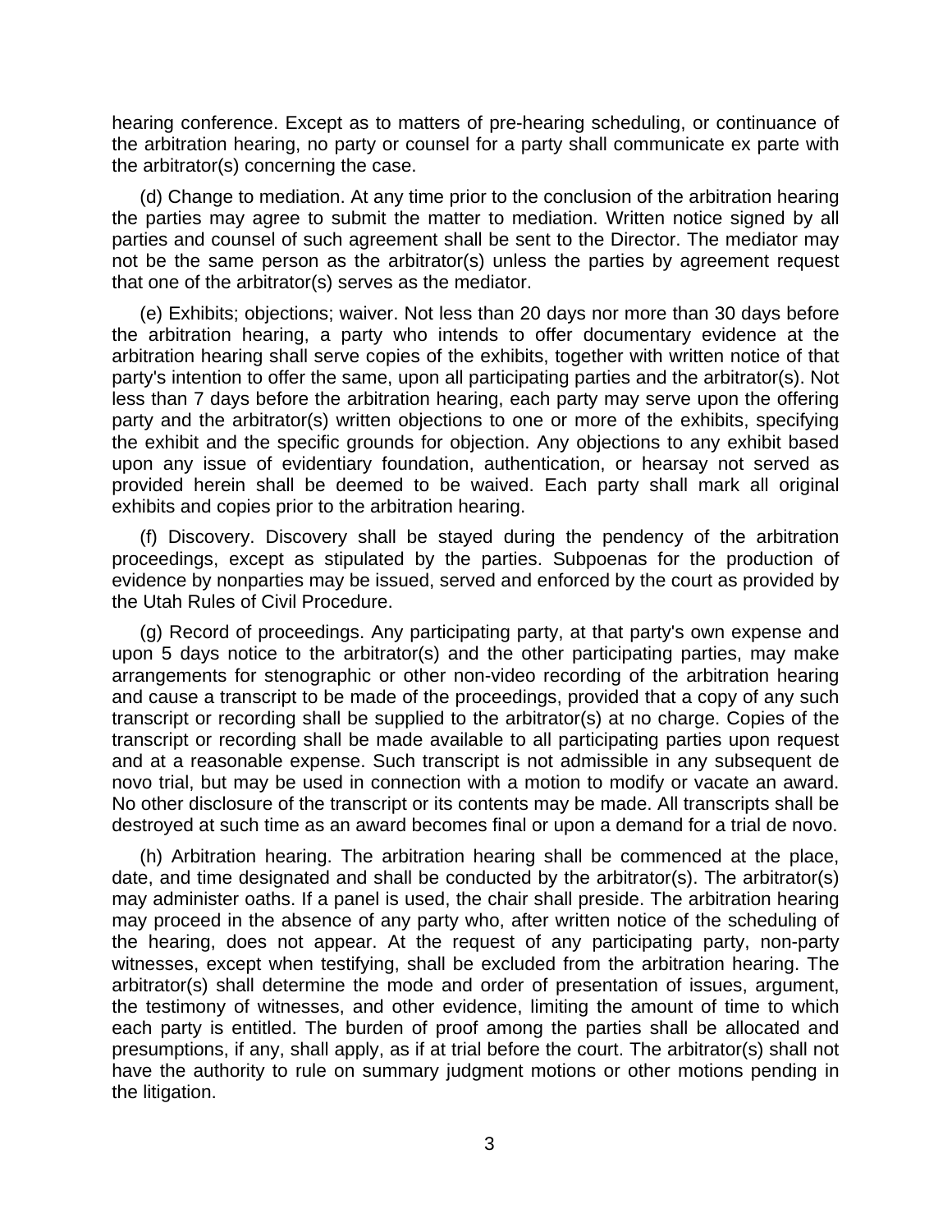hearing conference. Except as to matters of pre-hearing scheduling, or continuance of the arbitration hearing, no party or counsel for a party shall communicate ex parte with the arbitrator(s) concerning the case.

(d) Change to mediation. At any time prior to the conclusion of the arbitration hearing the parties may agree to submit the matter to mediation. Written notice signed by all parties and counsel of such agreement shall be sent to the Director. The mediator may not be the same person as the arbitrator(s) unless the parties by agreement request that one of the arbitrator(s) serves as the mediator.

(e) Exhibits; objections; waiver. Not less than 20 days nor more than 30 days before the arbitration hearing, a party who intends to offer documentary evidence at the arbitration hearing shall serve copies of the exhibits, together with written notice of that party's intention to offer the same, upon all participating parties and the arbitrator(s). Not less than 7 days before the arbitration hearing, each party may serve upon the offering party and the arbitrator(s) written objections to one or more of the exhibits, specifying the exhibit and the specific grounds for objection. Any objections to any exhibit based upon any issue of evidentiary foundation, authentication, or hearsay not served as provided herein shall be deemed to be waived. Each party shall mark all original exhibits and copies prior to the arbitration hearing.

(f) Discovery. Discovery shall be stayed during the pendency of the arbitration proceedings, except as stipulated by the parties. Subpoenas for the production of evidence by nonparties may be issued, served and enforced by the court as provided by the Utah Rules of Civil Procedure.

(g) Record of proceedings. Any participating party, at that party's own expense and upon 5 days notice to the arbitrator(s) and the other participating parties, may make arrangements for stenographic or other non-video recording of the arbitration hearing and cause a transcript to be made of the proceedings, provided that a copy of any such transcript or recording shall be supplied to the arbitrator(s) at no charge. Copies of the transcript or recording shall be made available to all participating parties upon request and at a reasonable expense. Such transcript is not admissible in any subsequent de novo trial, but may be used in connection with a motion to modify or vacate an award. No other disclosure of the transcript or its contents may be made. All transcripts shall be destroyed at such time as an award becomes final or upon a demand for a trial de novo.

(h) Arbitration hearing. The arbitration hearing shall be commenced at the place, date, and time designated and shall be conducted by the arbitrator(s). The arbitrator(s) may administer oaths. If a panel is used, the chair shall preside. The arbitration hearing may proceed in the absence of any party who, after written notice of the scheduling of the hearing, does not appear. At the request of any participating party, non-party witnesses, except when testifying, shall be excluded from the arbitration hearing. The arbitrator(s) shall determine the mode and order of presentation of issues, argument, the testimony of witnesses, and other evidence, limiting the amount of time to which each party is entitled. The burden of proof among the parties shall be allocated and presumptions, if any, shall apply, as if at trial before the court. The arbitrator(s) shall not have the authority to rule on summary judgment motions or other motions pending in the litigation.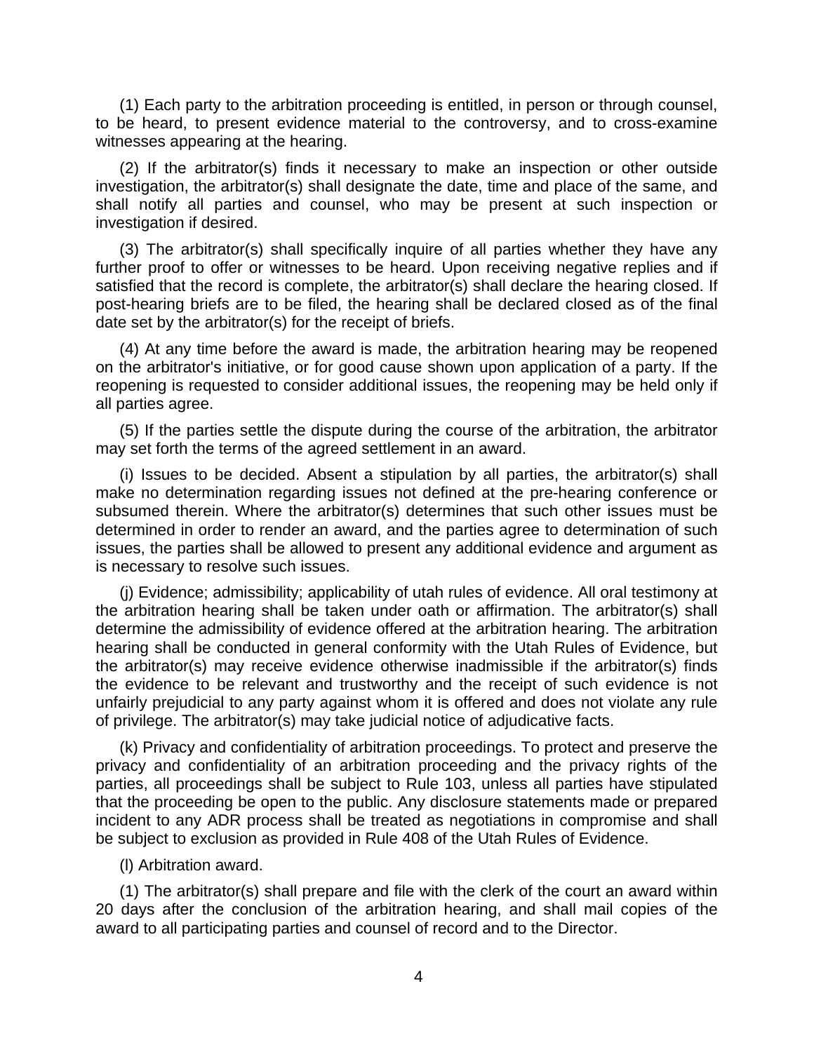(1) Each party to the arbitration proceeding is entitled, in person or through counsel, to be heard, to present evidence material to the controversy, and to cross-examine witnesses appearing at the hearing.

(2) If the arbitrator(s) finds it necessary to make an inspection or other outside investigation, the arbitrator(s) shall designate the date, time and place of the same, and shall notify all parties and counsel, who may be present at such inspection or investigation if desired.

(3) The arbitrator(s) shall specifically inquire of all parties whether they have any further proof to offer or witnesses to be heard. Upon receiving negative replies and if satisfied that the record is complete, the arbitrator(s) shall declare the hearing closed. If post-hearing briefs are to be filed, the hearing shall be declared closed as of the final date set by the arbitrator(s) for the receipt of briefs.

(4) At any time before the award is made, the arbitration hearing may be reopened on the arbitrator's initiative, or for good cause shown upon application of a party. If the reopening is requested to consider additional issues, the reopening may be held only if all parties agree.

(5) If the parties settle the dispute during the course of the arbitration, the arbitrator may set forth the terms of the agreed settlement in an award.

(i) Issues to be decided. Absent a stipulation by all parties, the arbitrator(s) shall make no determination regarding issues not defined at the pre-hearing conference or subsumed therein. Where the arbitrator(s) determines that such other issues must be determined in order to render an award, and the parties agree to determination of such issues, the parties shall be allowed to present any additional evidence and argument as is necessary to resolve such issues.

(j) Evidence; admissibility; applicability of utah rules of evidence. All oral testimony at the arbitration hearing shall be taken under oath or affirmation. The arbitrator(s) shall determine the admissibility of evidence offered at the arbitration hearing. The arbitration hearing shall be conducted in general conformity with the Utah Rules of Evidence, but the arbitrator(s) may receive evidence otherwise inadmissible if the arbitrator(s) finds the evidence to be relevant and trustworthy and the receipt of such evidence is not unfairly prejudicial to any party against whom it is offered and does not violate any rule of privilege. The arbitrator(s) may take judicial notice of adjudicative facts.

(k) Privacy and confidentiality of arbitration proceedings. To protect and preserve the privacy and confidentiality of an arbitration proceeding and the privacy rights of the parties, all proceedings shall be subject to Rule 103, unless all parties have stipulated that the proceeding be open to the public. Any disclosure statements made or prepared incident to any ADR process shall be treated as negotiations in compromise and shall be subject to exclusion as provided in Rule 408 of the Utah Rules of Evidence.

(l) Arbitration award.

(1) The arbitrator(s) shall prepare and file with the clerk of the court an award within 20 days after the conclusion of the arbitration hearing, and shall mail copies of the award to all participating parties and counsel of record and to the Director.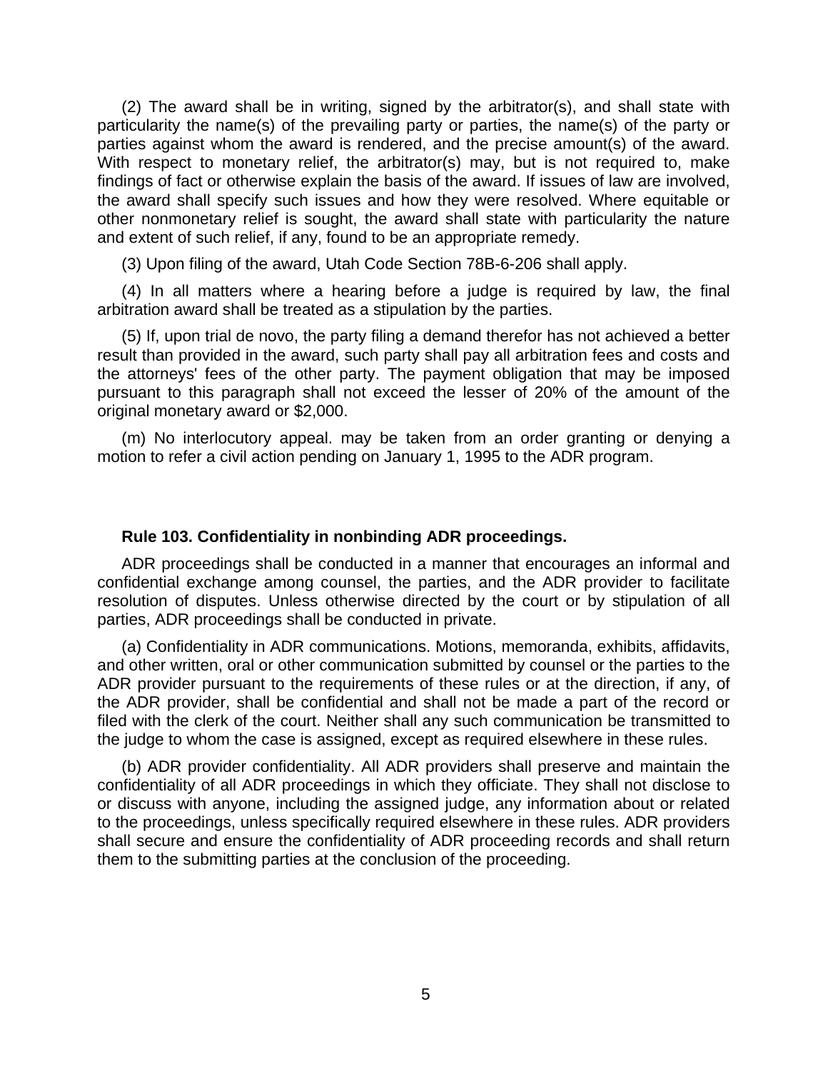(2) The award shall be in writing, signed by the arbitrator(s), and shall state with particularity the name(s) of the prevailing party or parties, the name(s) of the party or parties against whom the award is rendered, and the precise amount(s) of the award. With respect to monetary relief, the arbitrator(s) may, but is not required to, make findings of fact or otherwise explain the basis of the award. If issues of law are involved, the award shall specify such issues and how they were resolved. Where equitable or other nonmonetary relief is sought, the award shall state with particularity the nature and extent of such relief, if any, found to be an appropriate remedy.

(3) Upon filing of the award, Utah Code Section 78B-6-206 shall apply.

(4) In all matters where a hearing before a judge is required by law, the final arbitration award shall be treated as a stipulation by the parties.

(5) If, upon trial de novo, the party filing a demand therefor has not achieved a better result than provided in the award, such party shall pay all arbitration fees and costs and the attorneys' fees of the other party. The payment obligation that may be imposed pursuant to this paragraph shall not exceed the lesser of 20% of the amount of the original monetary award or $2,000.

(m) No interlocutory appeal. may be taken from an order granting or denying a motion to refer a civil action pending on January 1, 1995 to the ADR program.

**Rule 103. Confidentiality in nonbinding ADR proceedings.**

ADR proceedings shall be conducted in a manner that encourages an informal and confidential exchange among counsel, the parties, and the ADR provider to facilitate resolution of disputes. Unless otherwise directed by the court or by stipulation of all parties, ADR proceedings shall be conducted in private.

(a) Confidentiality in ADR communications. Motions, memoranda, exhibits, affidavits, and other written, oral or other communication submitted by counsel or the parties to the ADR provider pursuant to the requirements of these rules or at the direction, if any, of the ADR provider, shall be confidential and shall not be made a part of the record or filed with the clerk of the court. Neither shall any such communication be transmitted to the judge to whom the case is assigned, except as required elsewhere in these rules.

(b) ADR provider confidentiality. All ADR providers shall preserve and maintain the confidentiality of all ADR proceedings in which they officiate. They shall not disclose to or discuss with anyone, including the assigned judge, any information about or related to the proceedings, unless specifically required elsewhere in these rules. ADR providers shall secure and ensure the confidentiality of ADR proceeding records and shall return them to the submitting parties at the conclusion of the proceeding.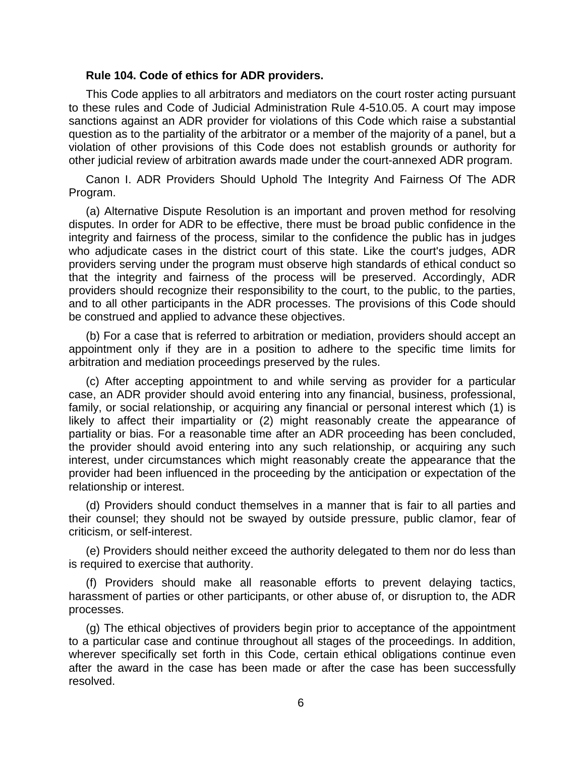**Rule 104. Code of ethics for ADR providers.**

This Code applies to all arbitrators and mediators on the court roster acting pursuant to these rules and Code of Judicial Administration Rule 4-510.05. A court may impose sanctions against an ADR provider for violations of this Code which raise a substantial question as to the partiality of the arbitrator or a member of the majority of a panel, but a violation of other provisions of this Code does not establish grounds or authority for other judicial review of arbitration awards made under the court-annexed ADR program.

Canon I. ADR Providers Should Uphold The Integrity And Fairness Of The ADR Program.

(a) Alternative Dispute Resolution is an important and proven method for resolving disputes. In order for ADR to be effective, there must be broad public confidence in the integrity and fairness of the process, similar to the confidence the public has in judges who adjudicate cases in the district court of this state. Like the court's judges, ADR providers serving under the program must observe high standards of ethical conduct so that the integrity and fairness of the process will be preserved. Accordingly, ADR providers should recognize their responsibility to the court, to the public, to the parties, and to all other participants in the ADR processes. The provisions of this Code should be construed and applied to advance these objectives.

(b) For a case that is referred to arbitration or mediation, providers should accept an appointment only if they are in a position to adhere to the specific time limits for arbitration and mediation proceedings preserved by the rules.

(c) After accepting appointment to and while serving as provider for a particular case, an ADR provider should avoid entering into any financial, business, professional, family, or social relationship, or acquiring any financial or personal interest which (1) is likely to affect their impartiality or (2) might reasonably create the appearance of partiality or bias. For a reasonable time after an ADR proceeding has been concluded, the provider should avoid entering into any such relationship, or acquiring any such interest, under circumstances which might reasonably create the appearance that the provider had been influenced in the proceeding by the anticipation or expectation of the relationship or interest.

(d) Providers should conduct themselves in a manner that is fair to all parties and their counsel; they should not be swayed by outside pressure, public clamor, fear of criticism, or self-interest.

(e) Providers should neither exceed the authority delegated to them nor do less than is required to exercise that authority.

(f) Providers should make all reasonable efforts to prevent delaying tactics, harassment of parties or other participants, or other abuse of, or disruption to, the ADR processes.

(g) The ethical objectives of providers begin prior to acceptance of the appointment to a particular case and continue throughout all stages of the proceedings. In addition, wherever specifically set forth in this Code, certain ethical obligations continue even after the award in the case has been made or after the case has been successfully resolved.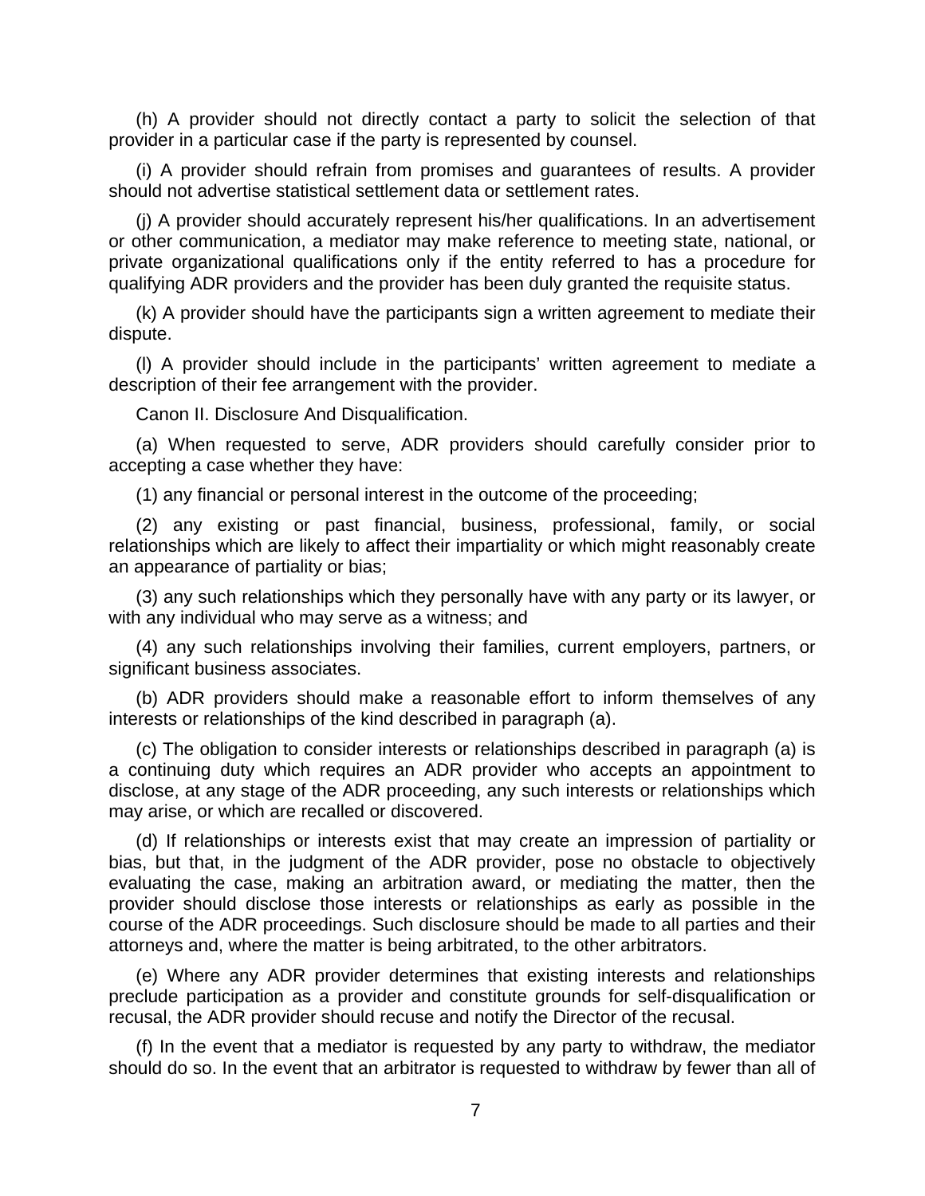(h) A provider should not directly contact a party to solicit the selection of that provider in a particular case if the party is represented by counsel.

(i) A provider should refrain from promises and guarantees of results. A provider should not advertise statistical settlement data or settlement rates.

(j) A provider should accurately represent his/her qualifications. In an advertisement or other communication, a mediator may make reference to meeting state, national, or private organizational qualifications only if the entity referred to has a procedure for qualifying ADR providers and the provider has been duly granted the requisite status.

(k) A provider should have the participants sign a written agreement to mediate their dispute.

(l) A provider should include in the participants' written agreement to mediate a description of their fee arrangement with the provider.

Canon II. Disclosure And Disqualification.

(a) When requested to serve, ADR providers should carefully consider prior to accepting a case whether they have:

(1) any financial or personal interest in the outcome of the proceeding;

(2) any existing or past financial, business, professional, family, or social relationships which are likely to affect their impartiality or which might reasonably create an appearance of partiality or bias;

(3) any such relationships which they personally have with any party or its lawyer, or with any individual who may serve as a witness; and

(4) any such relationships involving their families, current employers, partners, or significant business associates.

(b) ADR providers should make a reasonable effort to inform themselves of any interests or relationships of the kind described in paragraph (a).

(c) The obligation to consider interests or relationships described in paragraph (a) is a continuing duty which requires an ADR provider who accepts an appointment to disclose, at any stage of the ADR proceeding, any such interests or relationships which may arise, or which are recalled or discovered.

(d) If relationships or interests exist that may create an impression of partiality or bias, but that, in the judgment of the ADR provider, pose no obstacle to objectively evaluating the case, making an arbitration award, or mediating the matter, then the provider should disclose those interests or relationships as early as possible in the course of the ADR proceedings. Such disclosure should be made to all parties and their attorneys and, where the matter is being arbitrated, to the other arbitrators.

(e) Where any ADR provider determines that existing interests and relationships preclude participation as a provider and constitute grounds for self-disqualification or recusal, the ADR provider should recuse and notify the Director of the recusal.

(f) In the event that a mediator is requested by any party to withdraw, the mediator should do so. In the event that an arbitrator is requested to withdraw by fewer than all of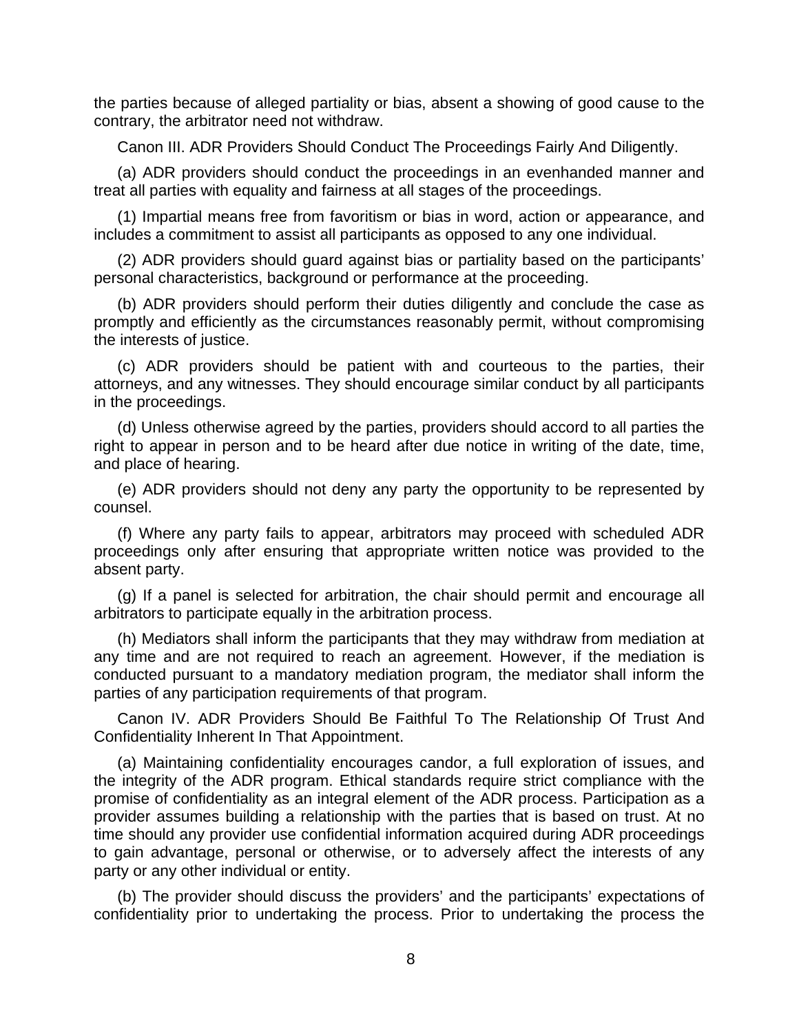the parties because of alleged partiality or bias, absent a showing of good cause to the contrary, the arbitrator need not withdraw.

Canon III. ADR Providers Should Conduct The Proceedings Fairly And Diligently.

(a) ADR providers should conduct the proceedings in an evenhanded manner and treat all parties with equality and fairness at all stages of the proceedings.

(1) Impartial means free from favoritism or bias in word, action or appearance, and includes a commitment to assist all participants as opposed to any one individual.

(2) ADR providers should guard against bias or partiality based on the participants' personal characteristics, background or performance at the proceeding.

(b) ADR providers should perform their duties diligently and conclude the case as promptly and efficiently as the circumstances reasonably permit, without compromising the interests of justice.

(c) ADR providers should be patient with and courteous to the parties, their attorneys, and any witnesses. They should encourage similar conduct by all participants in the proceedings.

(d) Unless otherwise agreed by the parties, providers should accord to all parties the right to appear in person and to be heard after due notice in writing of the date, time, and place of hearing.

(e) ADR providers should not deny any party the opportunity to be represented by counsel.

(f) Where any party fails to appear, arbitrators may proceed with scheduled ADR proceedings only after ensuring that appropriate written notice was provided to the absent party.

(g) If a panel is selected for arbitration, the chair should permit and encourage all arbitrators to participate equally in the arbitration process.

(h) Mediators shall inform the participants that they may withdraw from mediation at any time and are not required to reach an agreement. However, if the mediation is conducted pursuant to a mandatory mediation program, the mediator shall inform the parties of any participation requirements of that program.

Canon IV. ADR Providers Should Be Faithful To The Relationship Of Trust And Confidentiality Inherent In That Appointment.

(a) Maintaining confidentiality encourages candor, a full exploration of issues, and the integrity of the ADR program. Ethical standards require strict compliance with the promise of confidentiality as an integral element of the ADR process. Participation as a provider assumes building a relationship with the parties that is based on trust. At no time should any provider use confidential information acquired during ADR proceedings to gain advantage, personal or otherwise, or to adversely affect the interests of any party or any other individual or entity.

(b) The provider should discuss the providers' and the participants' expectations of confidentiality prior to undertaking the process. Prior to undertaking the process the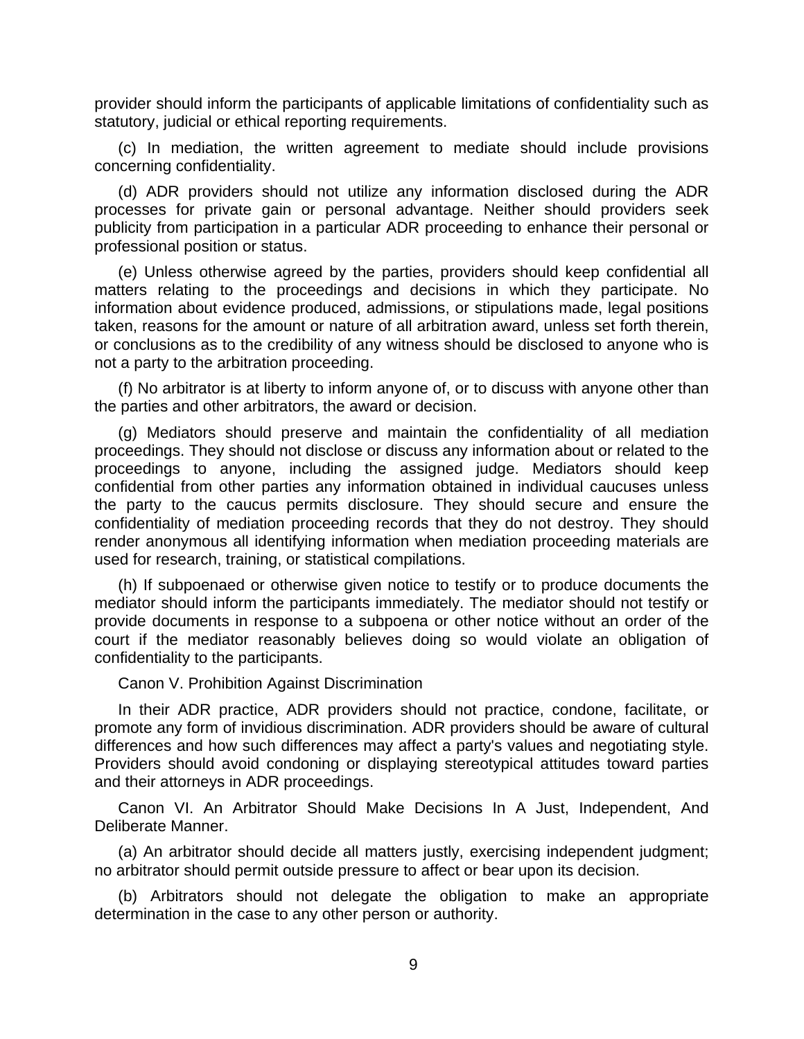provider should inform the participants of applicable limitations of confidentiality such as statutory, judicial or ethical reporting requirements.

(c) In mediation, the written agreement to mediate should include provisions concerning confidentiality.

(d) ADR providers should not utilize any information disclosed during the ADR processes for private gain or personal advantage. Neither should providers seek publicity from participation in a particular ADR proceeding to enhance their personal or professional position or status.

(e) Unless otherwise agreed by the parties, providers should keep confidential all matters relating to the proceedings and decisions in which they participate. No information about evidence produced, admissions, or stipulations made, legal positions taken, reasons for the amount or nature of all arbitration award, unless set forth therein, or conclusions as to the credibility of any witness should be disclosed to anyone who is not a party to the arbitration proceeding.

(f) No arbitrator is at liberty to inform anyone of, or to discuss with anyone other than the parties and other arbitrators, the award or decision.

(g) Mediators should preserve and maintain the confidentiality of all mediation proceedings. They should not disclose or discuss any information about or related to the proceedings to anyone, including the assigned judge. Mediators should keep confidential from other parties any information obtained in individual caucuses unless the party to the caucus permits disclosure. They should secure and ensure the confidentiality of mediation proceeding records that they do not destroy. They should render anonymous all identifying information when mediation proceeding materials are used for research, training, or statistical compilations.

(h) If subpoenaed or otherwise given notice to testify or to produce documents the mediator should inform the participants immediately. The mediator should not testify or provide documents in response to a subpoena or other notice without an order of the court if the mediator reasonably believes doing so would violate an obligation of confidentiality to the participants.

Canon V. Prohibition Against Discrimination

In their ADR practice, ADR providers should not practice, condone, facilitate, or promote any form of invidious discrimination. ADR providers should be aware of cultural differences and how such differences may affect a party's values and negotiating style. Providers should avoid condoning or displaying stereotypical attitudes toward parties and their attorneys in ADR proceedings.

Canon VI. An Arbitrator Should Make Decisions In A Just, Independent, And Deliberate Manner.

(a) An arbitrator should decide all matters justly, exercising independent judgment; no arbitrator should permit outside pressure to affect or bear upon its decision.

(b) Arbitrators should not delegate the obligation to make an appropriate determination in the case to any other person or authority.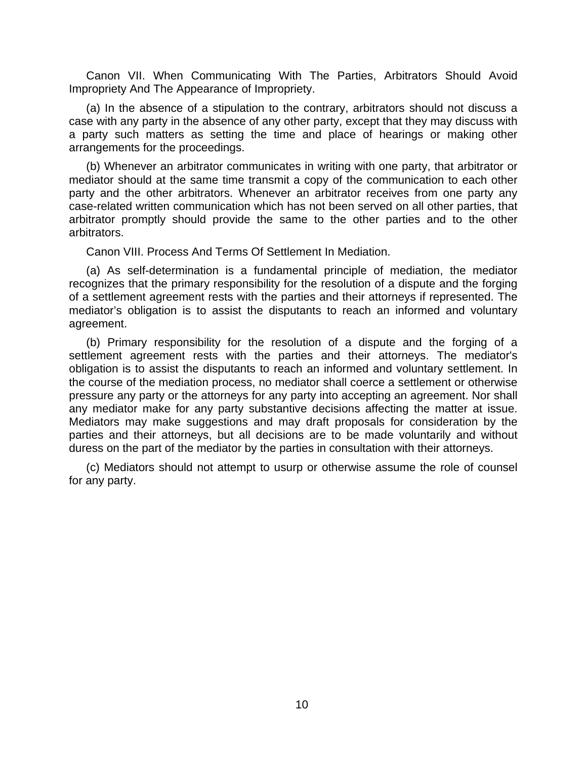Canon VII. When Communicating With The Parties, Arbitrators Should Avoid Impropriety And The Appearance of Impropriety.

(a) In the absence of a stipulation to the contrary, arbitrators should not discuss a case with any party in the absence of any other party, except that they may discuss with a party such matters as setting the time and place of hearings or making other arrangements for the proceedings.

(b) Whenever an arbitrator communicates in writing with one party, that arbitrator or mediator should at the same time transmit a copy of the communication to each other party and the other arbitrators. Whenever an arbitrator receives from one party any case-related written communication which has not been served on all other parties, that arbitrator promptly should provide the same to the other parties and to the other arbitrators.

Canon VIII. Process And Terms Of Settlement In Mediation.

(a) As self-determination is a fundamental principle of mediation, the mediator recognizes that the primary responsibility for the resolution of a dispute and the forging of a settlement agreement rests with the parties and their attorneys if represented. The mediator's obligation is to assist the disputants to reach an informed and voluntary agreement.

(b) Primary responsibility for the resolution of a dispute and the forging of a settlement agreement rests with the parties and their attorneys. The mediator's obligation is to assist the disputants to reach an informed and voluntary settlement. In the course of the mediation process, no mediator shall coerce a settlement or otherwise pressure any party or the attorneys for any party into accepting an agreement. Nor shall any mediator make for any party substantive decisions affecting the matter at issue. Mediators may make suggestions and may draft proposals for consideration by the parties and their attorneys, but all decisions are to be made voluntarily and without duress on the part of the mediator by the parties in consultation with their attorneys.

(c) Mediators should not attempt to usurp or otherwise assume the role of counsel for any party.